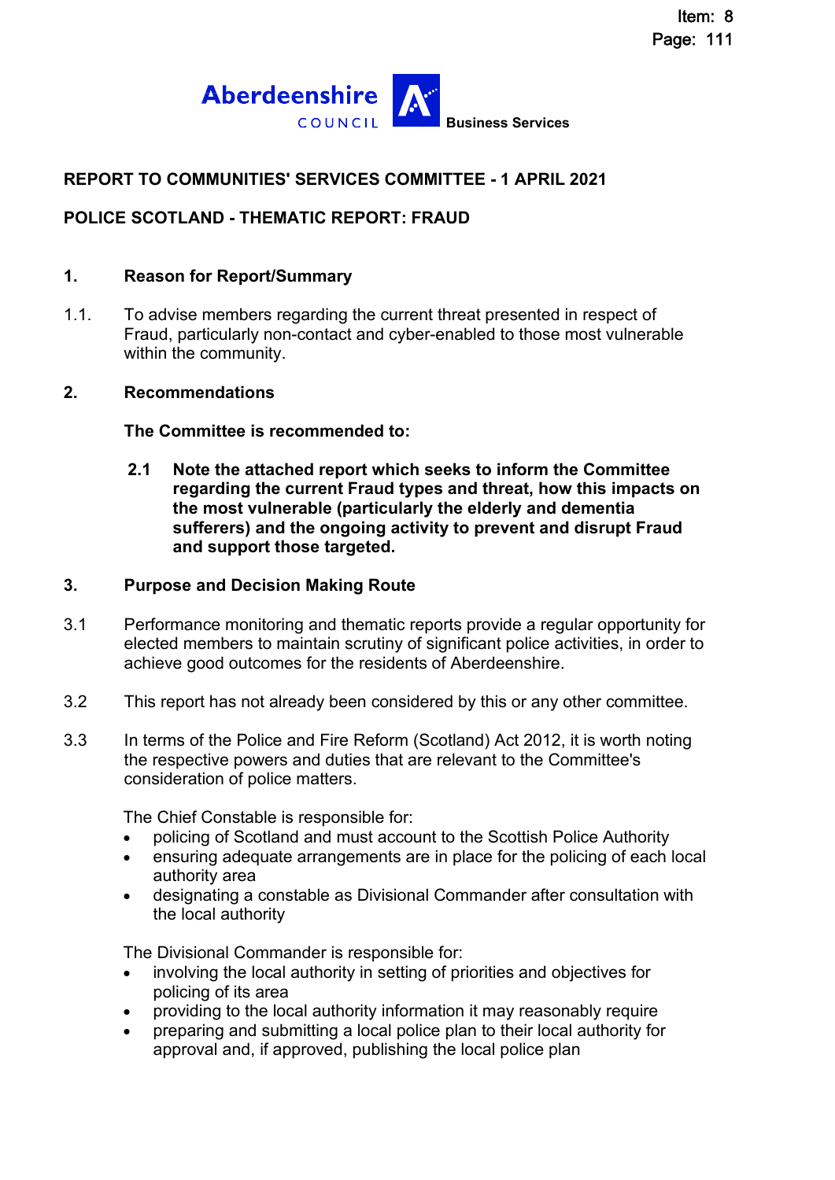Aberdeenshire COUNCIL **Business Services**

**REPORT TO COMMUNITIES' SERVICES COMMITTEE - 1 APRIL 2021**

**POLICE SCOTLAND - THEMATIC REPORT: FRAUD**

## 1. Reason for Report/Summary

1.1. To advise members regarding the current threat presented in respect of Fraud, particularly non-contact and cyber-enabled to those most vulnerable within the community.

## 2. Recommendations

**The Committee is recommended to:**

**2.1 Note the attached report which seeks to inform the Committee regarding the current Fraud types and threat, how this impacts on the most vulnerable (particularly the elderly and dementia sufferers) and the ongoing activity to prevent and disrupt Fraud and support those targeted.**

## 3. Purpose and Decision Making Route

3.1 Performance monitoring and thematic reports provide a regular opportunity for elected members to maintain scrutiny of significant police activities, in order to achieve good outcomes for the residents of Aberdeenshire.

3.2 This report has not already been considered by this or any other committee.

3.3 In terms of the Police and Fire Reform (Scotland) Act 2012, it is worth noting the respective powers and duties that are relevant to the Committee's consideration of police matters.

The Chief Constable is responsible for:

- policing of Scotland and must account to the Scottish Police Authority
- ensuring adequate arrangements are in place for the policing of each local authority area
- designating a constable as Divisional Commander after consultation with the local authority

The Divisional Commander is responsible for:

- involving the local authority in setting of priorities and objectives for policing of its area
- providing to the local authority information it may reasonably require
- preparing and submitting a local police plan to their local authority for approval and, if approved, publishing the local police plan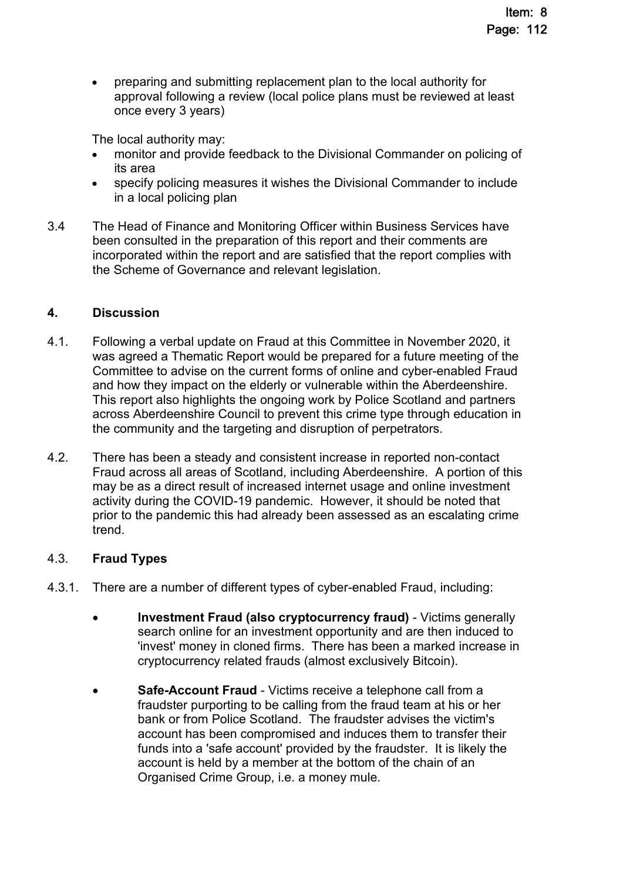- preparing and submitting replacement plan to the local authority for approval following a review (local police plans must be reviewed at least once every 3 years)

The local authority may:

- monitor and provide feedback to the Divisional Commander on policing of its area
- specify policing measures it wishes the Divisional Commander to include in a local policing plan

3.4 The Head of Finance and Monitoring Officer within Business Services have been consulted in the preparation of this report and their comments are incorporated within the report and are satisfied that the report complies with the Scheme of Governance and relevant legislation.

## 4. Discussion

4.1. Following a verbal update on Fraud at this Committee in November 2020, it was agreed a Thematic Report would be prepared for a future meeting of the Committee to advise on the current forms of online and cyber-enabled Fraud and how they impact on the elderly or vulnerable within the Aberdeenshire. This report also highlights the ongoing work by Police Scotland and partners across Aberdeenshire Council to prevent this crime type through education in the community and the targeting and disruption of perpetrators.

4.2. There has been a steady and consistent increase in reported non-contact Fraud across all areas of Scotland, including Aberdeenshire. A portion of this may be as a direct result of increased internet usage and online investment activity during the COVID-19 pandemic. However, it should be noted that prior to the pandemic this had already been assessed as an escalating crime trend.

### 4.3. Fraud Types

4.3.1. There are a number of different types of cyber-enabled Fraud, including:

- **Investment Fraud (also cryptocurrency fraud)** - Victims generally search online for an investment opportunity and are then induced to 'invest' money in cloned firms. There has been a marked increase in cryptocurrency related frauds (almost exclusively Bitcoin).

- **Safe-Account Fraud** - Victims receive a telephone call from a fraudster purporting to be calling from the fraud team at his or her bank or from Police Scotland. The fraudster advises the victim's account has been compromised and induces them to transfer their funds into a 'safe account' provided by the fraudster. It is likely the account is held by a member at the bottom of the chain of an Organised Crime Group, i.e. a money mule.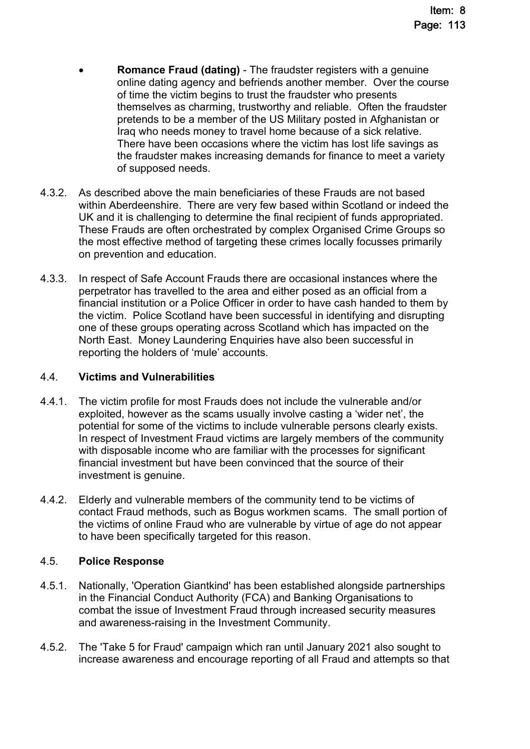- **Romance Fraud (dating)** - The fraudster registers with a genuine online dating agency and befriends another member. Over the course of time the victim begins to trust the fraudster who presents themselves as charming, trustworthy and reliable. Often the fraudster pretends to be a member of the US Military posted in Afghanistan or Iraq who needs money to travel home because of a sick relative. There have been occasions where the victim has lost life savings as the fraudster makes increasing demands for finance to meet a variety of supposed needs.

4.3.2. As described above the main beneficiaries of these Frauds are not based within Aberdeenshire. There are very few based within Scotland or indeed the UK and it is challenging to determine the final recipient of funds appropriated. These Frauds are often orchestrated by complex Organised Crime Groups so the most effective method of targeting these crimes locally focusses primarily on prevention and education.

4.3.3. In respect of Safe Account Frauds there are occasional instances where the perpetrator has travelled to the area and either posed as an official from a financial institution or a Police Officer in order to have cash handed to them by the victim. Police Scotland have been successful in identifying and disrupting one of these groups operating across Scotland which has impacted on the North East. Money Laundering Enquiries have also been successful in reporting the holders of 'mule' accounts.

## 4.4. Victims and Vulnerabilities

4.4.1. The victim profile for most Frauds does not include the vulnerable and/or exploited, however as the scams usually involve casting a 'wider net', the potential for some of the victims to include vulnerable persons clearly exists. In respect of Investment Fraud victims are largely members of the community with disposable income who are familiar with the processes for significant financial investment but have been convinced that the source of their investment is genuine.

4.4.2. Elderly and vulnerable members of the community tend to be victims of contact Fraud methods, such as Bogus workmen scams. The small portion of the victims of online Fraud who are vulnerable by virtue of age do not appear to have been specifically targeted for this reason.

## 4.5. Police Response

4.5.1. Nationally, 'Operation Giantkind' has been established alongside partnerships in the Financial Conduct Authority (FCA) and Banking Organisations to combat the issue of Investment Fraud through increased security measures and awareness-raising in the Investment Community.

4.5.2. The 'Take 5 for Fraud' campaign which ran until January 2021 also sought to increase awareness and encourage reporting of all Fraud and attempts so that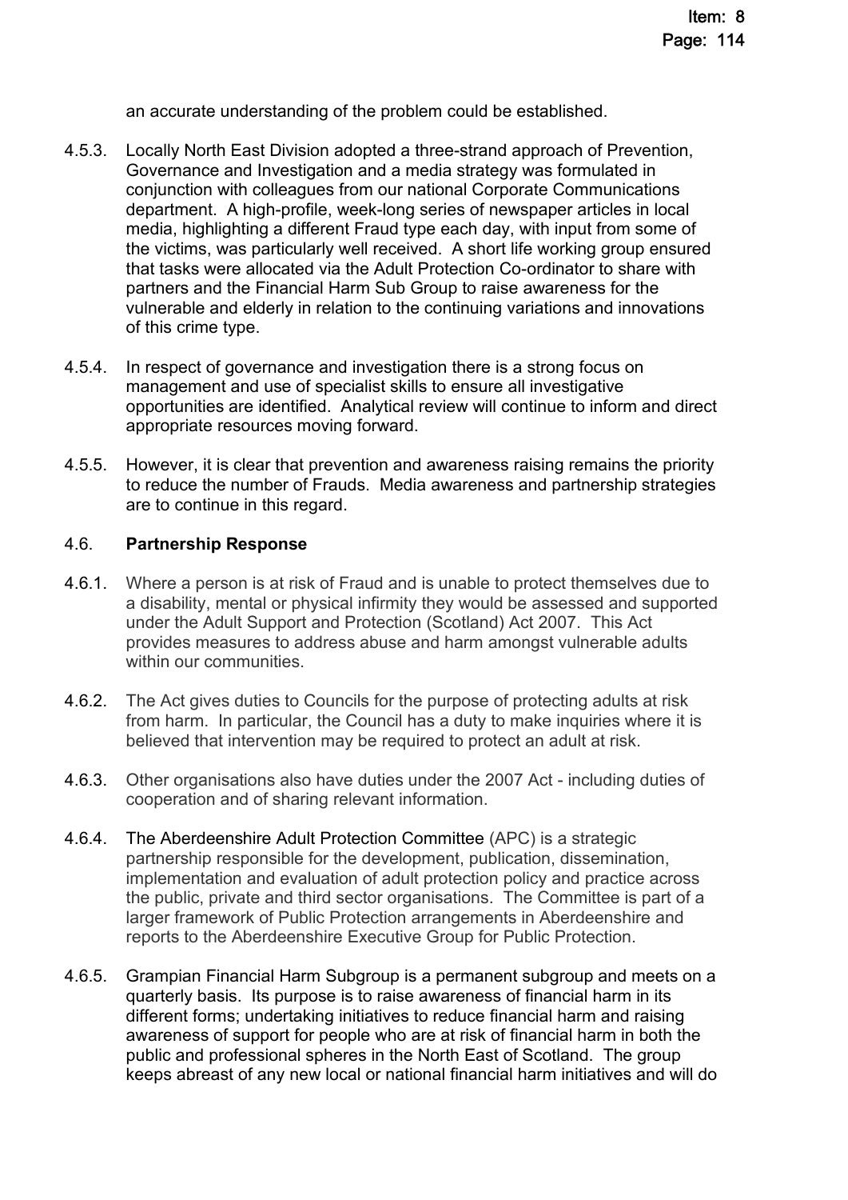an accurate understanding of the problem could be established.

4.5.3. Locally North East Division adopted a three-strand approach of Prevention, Governance and Investigation and a media strategy was formulated in conjunction with colleagues from our national Corporate Communications department. A high-profile, week-long series of newspaper articles in local media, highlighting a different Fraud type each day, with input from some of the victims, was particularly well received. A short life working group ensured that tasks were allocated via the Adult Protection Co-ordinator to share with partners and the Financial Harm Sub Group to raise awareness for the vulnerable and elderly in relation to the continuing variations and innovations of this crime type.

4.5.4. In respect of governance and investigation there is a strong focus on management and use of specialist skills to ensure all investigative opportunities are identified. Analytical review will continue to inform and direct appropriate resources moving forward.

4.5.5. However, it is clear that prevention and awareness raising remains the priority to reduce the number of Frauds. Media awareness and partnership strategies are to continue in this regard.

4.6. **Partnership Response**

4.6.1. Where a person is at risk of Fraud and is unable to protect themselves due to a disability, mental or physical infirmity they would be assessed and supported under the Adult Support and Protection (Scotland) Act 2007. This Act provides measures to address abuse and harm amongst vulnerable adults within our communities.

4.6.2. The Act gives duties to Councils for the purpose of protecting adults at risk from harm. In particular, the Council has a duty to make inquiries where it is believed that intervention may be required to protect an adult at risk.

4.6.3. Other organisations also have duties under the 2007 Act - including duties of cooperation and of sharing relevant information.

4.6.4. The Aberdeenshire Adult Protection Committee (APC) is a strategic partnership responsible for the development, publication, dissemination, implementation and evaluation of adult protection policy and practice across the public, private and third sector organisations. The Committee is part of a larger framework of Public Protection arrangements in Aberdeenshire and reports to the Aberdeenshire Executive Group for Public Protection.

4.6.5. Grampian Financial Harm Subgroup is a permanent subgroup and meets on a quarterly basis. Its purpose is to raise awareness of financial harm in its different forms; undertaking initiatives to reduce financial harm and raising awareness of support for people who are at risk of financial harm in both the public and professional spheres in the North East of Scotland. The group keeps abreast of any new local or national financial harm initiatives and will do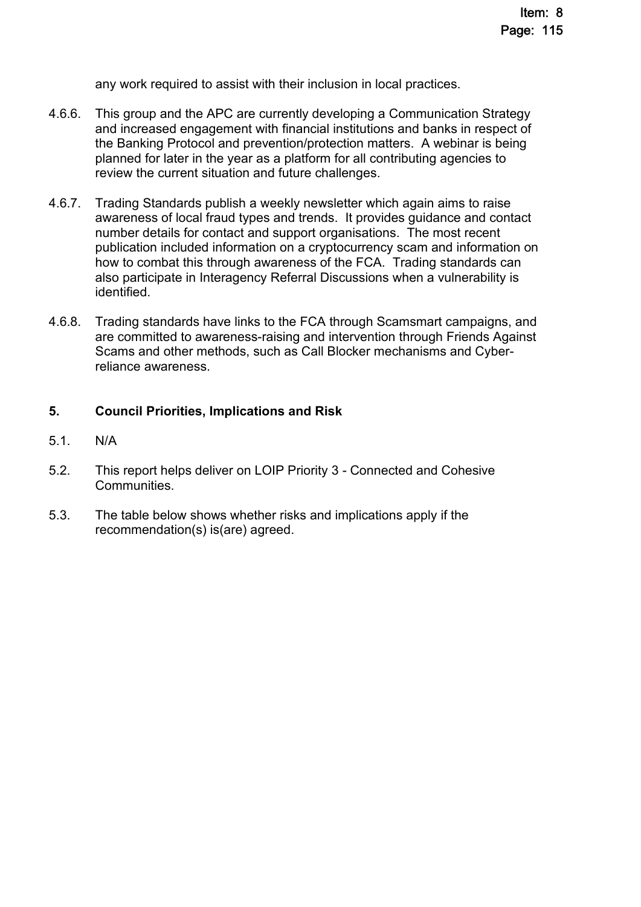any work required to assist with their inclusion in local practices.

4.6.6. This group and the APC are currently developing a Communication Strategy and increased engagement with financial institutions and banks in respect of the Banking Protocol and prevention/protection matters. A webinar is being planned for later in the year as a platform for all contributing agencies to review the current situation and future challenges.

4.6.7. Trading Standards publish a weekly newsletter which again aims to raise awareness of local fraud types and trends. It provides guidance and contact number details for contact and support organisations. The most recent publication included information on a cryptocurrency scam and information on how to combat this through awareness of the FCA. Trading standards can also participate in Interagency Referral Discussions when a vulnerability is identified.

4.6.8. Trading standards have links to the FCA through Scamsmart campaigns, and are committed to awareness-raising and intervention through Friends Against Scams and other methods, such as Call Blocker mechanisms and Cyber-reliance awareness.

## 5. Council Priorities, Implications and Risk

5.1. N/A

5.2. This report helps deliver on LOIP Priority 3 - Connected and Cohesive Communities.

5.3. The table below shows whether risks and implications apply if the recommendation(s) is(are) agreed.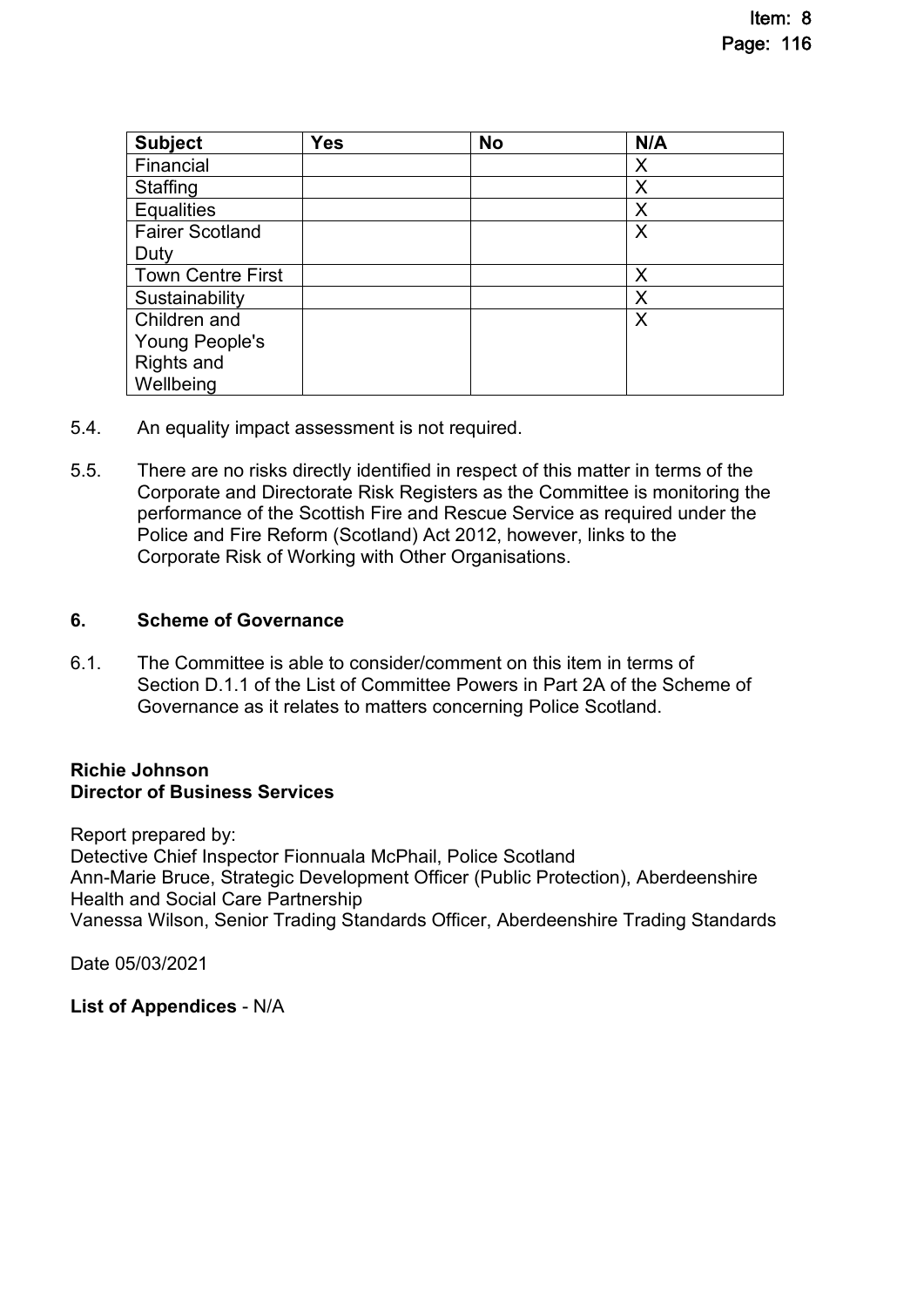| Subject | Yes | No | N/A |
|---|---|---|---|
| Financial | | | X |
| Staffing | | | X |
| Equalities | | | X |
| Fairer Scotland Duty | | | X |
| Town Centre First | | | X |
| Sustainability | | | X |
| Children and Young People's Rights and Wellbeing | | | X |

5.4. An equality impact assessment is not required.

5.5. There are no risks directly identified in respect of this matter in terms of the Corporate and Directorate Risk Registers as the Committee is monitoring the performance of the Scottish Fire and Rescue Service as required under the Police and Fire Reform (Scotland) Act 2012, however, links to the Corporate Risk of Working with Other Organisations.

## 6. Scheme of Governance

6.1. The Committee is able to consider/comment on this item in terms of Section D.1.1 of the List of Committee Powers in Part 2A of the Scheme of Governance as it relates to matters concerning Police Scotland.

**Richie Johnson**
**Director of Business Services**

Report prepared by:
Detective Chief Inspector Fionnuala McPhail, Police Scotland
Ann-Marie Bruce, Strategic Development Officer (Public Protection), Aberdeenshire Health and Social Care Partnership
Vanessa Wilson, Senior Trading Standards Officer, Aberdeenshire Trading Standards

Date 05/03/2021

**List of Appendices** - N/A